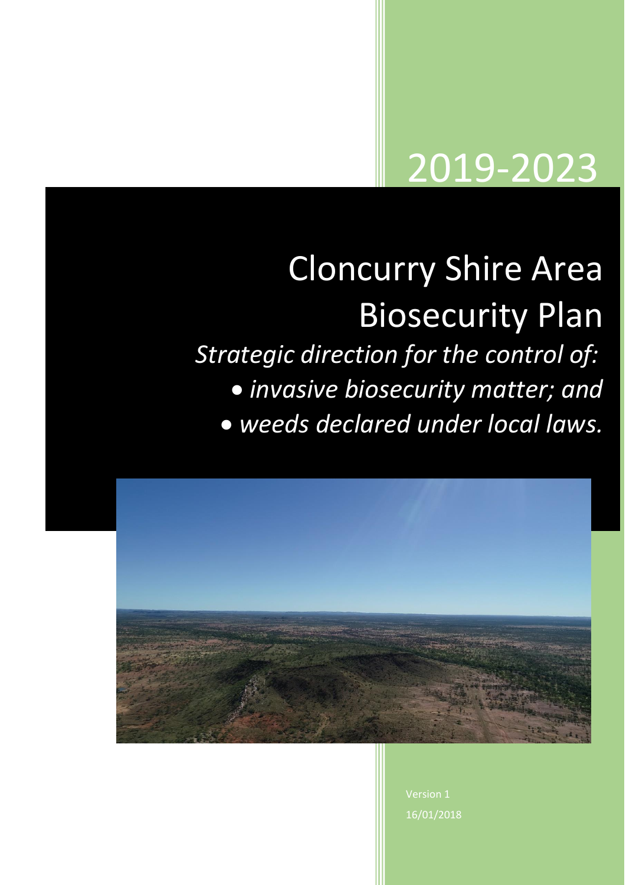2019-2023

# Cloncurry Shire Area Biosecurity Plan

*Strategic direction for the control of:*

- *invasive biosecurity matter; and*
- *weeds declared under local laws.*

Version 1

16/01/2018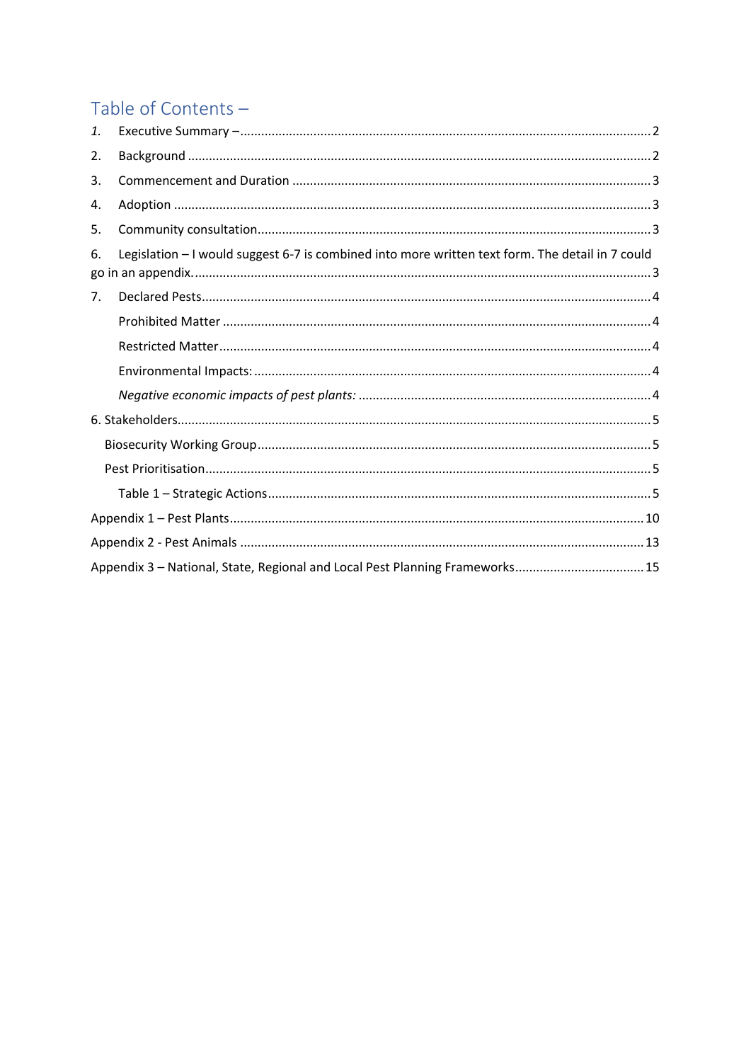## Table of Contents –

1. Executive Summary – 2
2. Background 2
3. Commencement and Duration 3
4. Adoption 3
5. Community consultation 3
6. Legislation – I would suggest 6-7 is combined into more written text form. The detail in 7 could go in an appendix. 3
7. Declared Pests 4
    - Prohibited Matter 4
    - Restricted Matter 4
    - Environmental Impacts: 4
    - *Negative economic impacts of pest plants:* 4

6. Stakeholders 5
    - Biosecurity Working Group 5
    - Pest Prioritisation 5
        - Table 1 – Strategic Actions 5

Appendix 1 – Pest Plants 10

Appendix 2 - Pest Animals 13

Appendix 3 – National, State, Regional and Local Pest Planning Frameworks 15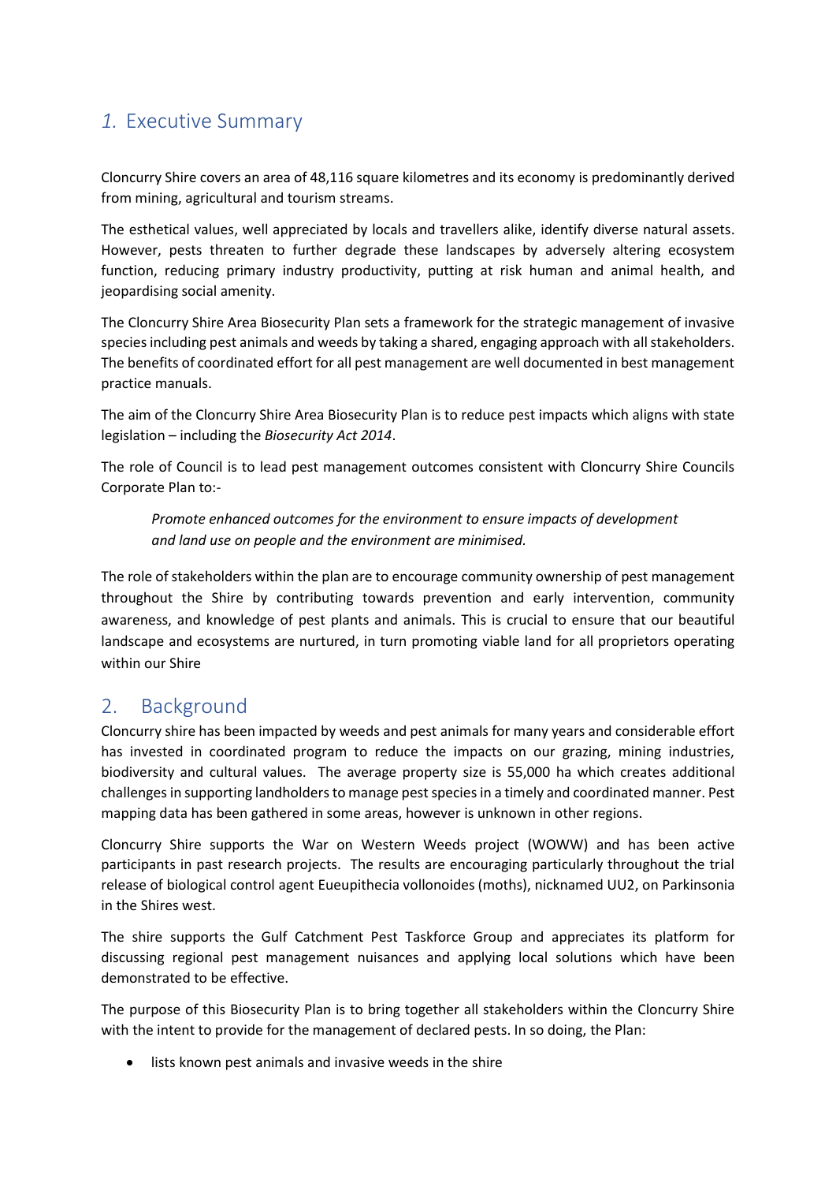## *1.* Executive Summary

Cloncurry Shire covers an area of 48,116 square kilometres and its economy is predominantly derived from mining, agricultural and tourism streams.

The esthetical values, well appreciated by locals and travellers alike, identify diverse natural assets. However, pests threaten to further degrade these landscapes by adversely altering ecosystem function, reducing primary industry productivity, putting at risk human and animal health, and jeopardising social amenity.

The Cloncurry Shire Area Biosecurity Plan sets a framework for the strategic management of invasive species including pest animals and weeds by taking a shared, engaging approach with all stakeholders. The benefits of coordinated effort for all pest management are well documented in best management practice manuals.

The aim of the Cloncurry Shire Area Biosecurity Plan is to reduce pest impacts which aligns with state legislation – including the *Biosecurity Act 2014*.

The role of Council is to lead pest management outcomes consistent with Cloncurry Shire Councils Corporate Plan to:-

> *Promote enhanced outcomes for the environment to ensure impacts of development and land use on people and the environment are minimised.*

The role of stakeholders within the plan are to encourage community ownership of pest management throughout the Shire by contributing towards prevention and early intervention, community awareness, and knowledge of pest plants and animals. This is crucial to ensure that our beautiful landscape and ecosystems are nurtured, in turn promoting viable land for all proprietors operating within our Shire

## 2. Background

Cloncurry shire has been impacted by weeds and pest animals for many years and considerable effort has invested in coordinated program to reduce the impacts on our grazing, mining industries, biodiversity and cultural values. The average property size is 55,000 ha which creates additional challenges in supporting landholders to manage pest species in a timely and coordinated manner. Pest mapping data has been gathered in some areas, however is unknown in other regions.

Cloncurry Shire supports the War on Western Weeds project (WOWW) and has been active participants in past research projects. The results are encouraging particularly throughout the trial release of biological control agent Eueupithecia vollonoides (moths), nicknamed UU2, on Parkinsonia in the Shires west.

The shire supports the Gulf Catchment Pest Taskforce Group and appreciates its platform for discussing regional pest management nuisances and applying local solutions which have been demonstrated to be effective.

The purpose of this Biosecurity Plan is to bring together all stakeholders within the Cloncurry Shire with the intent to provide for the management of declared pests. In so doing, the Plan:

- lists known pest animals and invasive weeds in the shire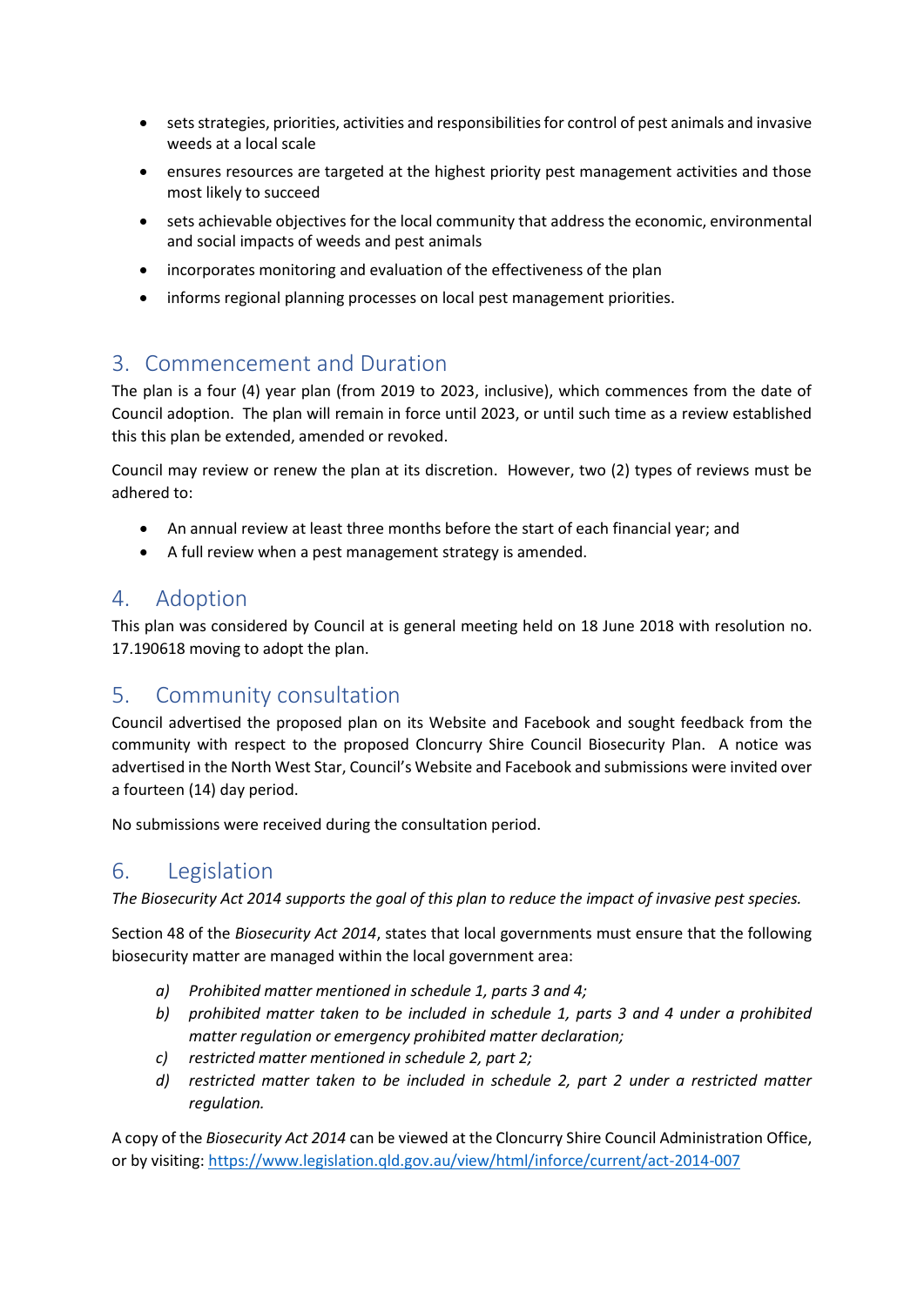- sets strategies, priorities, activities and responsibilities for control of pest animals and invasive weeds at a local scale
- ensures resources are targeted at the highest priority pest management activities and those most likely to succeed
- sets achievable objectives for the local community that address the economic, environmental and social impacts of weeds and pest animals
- incorporates monitoring and evaluation of the effectiveness of the plan
- informs regional planning processes on local pest management priorities.

## 3. Commencement and Duration

The plan is a four (4) year plan (from 2019 to 2023, inclusive), which commences from the date of Council adoption. The plan will remain in force until 2023, or until such time as a review established this this plan be extended, amended or revoked.

Council may review or renew the plan at its discretion. However, two (2) types of reviews must be adhered to:

- An annual review at least three months before the start of each financial year; and
- A full review when a pest management strategy is amended.

## 4. Adoption

This plan was considered by Council at is general meeting held on 18 June 2018 with resolution no. 17.190618 moving to adopt the plan.

## 5. Community consultation

Council advertised the proposed plan on its Website and Facebook and sought feedback from the community with respect to the proposed Cloncurry Shire Council Biosecurity Plan. A notice was advertised in the North West Star, Council's Website and Facebook and submissions were invited over a fourteen (14) day period.

No submissions were received during the consultation period.

## 6. Legislation

*The Biosecurity Act 2014 supports the goal of this plan to reduce the impact of invasive pest species.*

Section 48 of the *Biosecurity Act 2014*, states that local governments must ensure that the following biosecurity matter are managed within the local government area:

*a) Prohibited matter mentioned in schedule 1, parts 3 and 4;*
*b) prohibited matter taken to be included in schedule 1, parts 3 and 4 under a prohibited matter regulation or emergency prohibited matter declaration;*
*c) restricted matter mentioned in schedule 2, part 2;*
*d) restricted matter taken to be included in schedule 2, part 2 under a restricted matter regulation.*

A copy of the *Biosecurity Act 2014* can be viewed at the Cloncurry Shire Council Administration Office, or by visiting: https://www.legislation.qld.gov.au/view/html/inforce/current/act-2014-007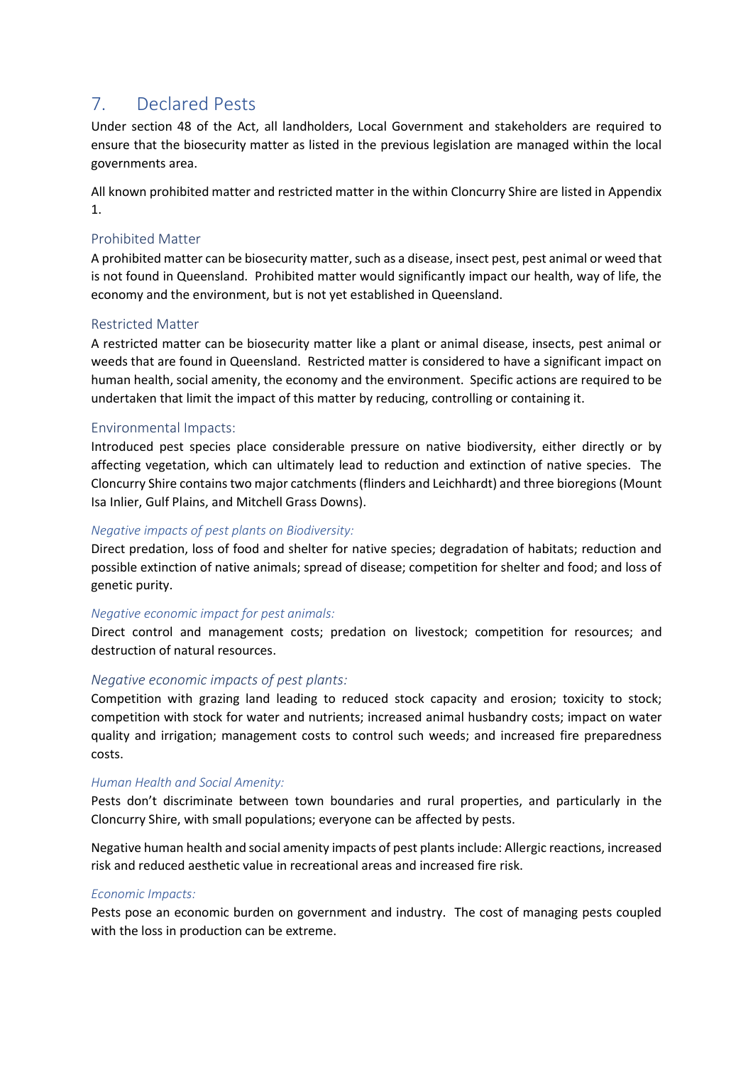## 7. Declared Pests

Under section 48 of the Act, all landholders, Local Government and stakeholders are required to ensure that the biosecurity matter as listed in the previous legislation are managed within the local governments area.

All known prohibited matter and restricted matter in the within Cloncurry Shire are listed in Appendix 1.

### Prohibited Matter

A prohibited matter can be biosecurity matter, such as a disease, insect pest, pest animal or weed that is not found in Queensland. Prohibited matter would significantly impact our health, way of life, the economy and the environment, but is not yet established in Queensland.

### Restricted Matter

A restricted matter can be biosecurity matter like a plant or animal disease, insects, pest animal or weeds that are found in Queensland. Restricted matter is considered to have a significant impact on human health, social amenity, the economy and the environment. Specific actions are required to be undertaken that limit the impact of this matter by reducing, controlling or containing it.

### Environmental Impacts:

Introduced pest species place considerable pressure on native biodiversity, either directly or by affecting vegetation, which can ultimately lead to reduction and extinction of native species. The Cloncurry Shire contains two major catchments (flinders and Leichhardt) and three bioregions (Mount Isa Inlier, Gulf Plains, and Mitchell Grass Downs).

#### *Negative impacts of pest plants on Biodiversity:*

Direct predation, loss of food and shelter for native species; degradation of habitats; reduction and possible extinction of native animals; spread of disease; competition for shelter and food; and loss of genetic purity.

#### *Negative economic impact for pest animals:*

Direct control and management costs; predation on livestock; competition for resources; and destruction of natural resources.

#### *Negative economic impacts of pest plants:*

Competition with grazing land leading to reduced stock capacity and erosion; toxicity to stock; competition with stock for water and nutrients; increased animal husbandry costs; impact on water quality and irrigation; management costs to control such weeds; and increased fire preparedness costs.

#### *Human Health and Social Amenity:*

Pests don't discriminate between town boundaries and rural properties, and particularly in the Cloncurry Shire, with small populations; everyone can be affected by pests.

Negative human health and social amenity impacts of pest plants include: Allergic reactions, increased risk and reduced aesthetic value in recreational areas and increased fire risk.

#### *Economic Impacts:*

Pests pose an economic burden on government and industry. The cost of managing pests coupled with the loss in production can be extreme.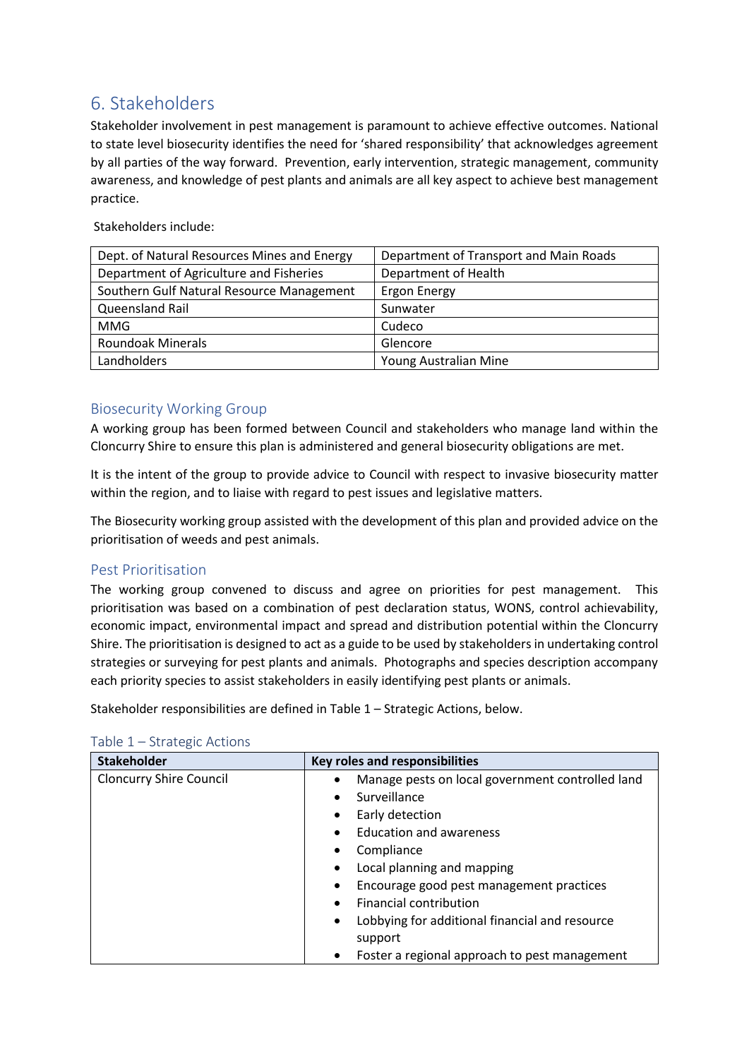# 6. Stakeholders

Stakeholder involvement in pest management is paramount to achieve effective outcomes. National to state level biosecurity identifies the need for 'shared responsibility' that acknowledges agreement by all parties of the way forward. Prevention, early intervention, strategic management, community awareness, and knowledge of pest plants and animals are all key aspect to achieve best management practice.

Stakeholders include:

| | |
|---|---|
| Dept. of Natural Resources Mines and Energy | Department of Transport and Main Roads |
| Department of Agriculture and Fisheries | Department of Health |
| Southern Gulf Natural Resource Management | Ergon Energy |
| Queensland Rail | Sunwater |
| MMG | Cudeco |
| Roundoak Minerals | Glencore |
| Landholders | Young Australian Mine |

## Biosecurity Working Group

A working group has been formed between Council and stakeholders who manage land within the Cloncurry Shire to ensure this plan is administered and general biosecurity obligations are met.

It is the intent of the group to provide advice to Council with respect to invasive biosecurity matter within the region, and to liaise with regard to pest issues and legislative matters.

The Biosecurity working group assisted with the development of this plan and provided advice on the prioritisation of weeds and pest animals.

## Pest Prioritisation

The working group convened to discuss and agree on priorities for pest management. This prioritisation was based on a combination of pest declaration status, WONS, control achievability, economic impact, environmental impact and spread and distribution potential within the Cloncurry Shire. The prioritisation is designed to act as a guide to be used by stakeholders in undertaking control strategies or surveying for pest plants and animals. Photographs and species description accompany each priority species to assist stakeholders in easily identifying pest plants or animals.

Stakeholder responsibilities are defined in Table 1 – Strategic Actions, below.

Table 1 – Strategic Actions

| Stakeholder | Key roles and responsibilities |
|---|---|
| Cloncurry Shire Council | • Manage pests on local government controlled land<br>• Surveillance<br>• Early detection<br>• Education and awareness<br>• Compliance<br>• Local planning and mapping<br>• Encourage good pest management practices<br>• Financial contribution<br>• Lobbying for additional financial and resource support<br>• Foster a regional approach to pest management |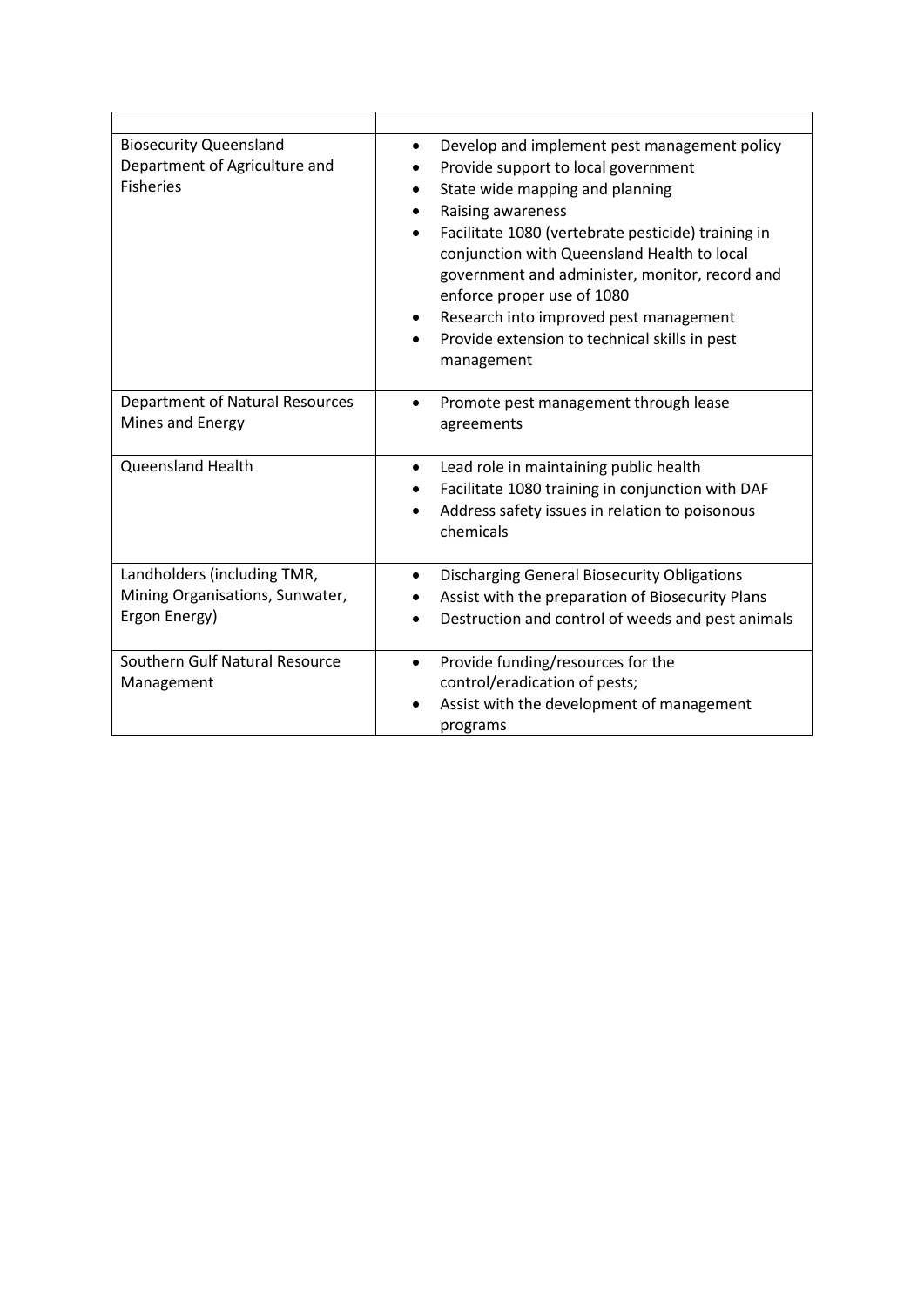| | |
|---|---|
| Biosecurity Queensland Department of Agriculture and Fisheries | • Develop and implement pest management policy<br>• Provide support to local government<br>• State wide mapping and planning<br>• Raising awareness<br>• Facilitate 1080 (vertebrate pesticide) training in conjunction with Queensland Health to local government and administer, monitor, record and enforce proper use of 1080<br>• Research into improved pest management<br>• Provide extension to technical skills in pest management |
| Department of Natural Resources Mines and Energy | • Promote pest management through lease agreements |
| Queensland Health | • Lead role in maintaining public health<br>• Facilitate 1080 training in conjunction with DAF<br>• Address safety issues in relation to poisonous chemicals |
| Landholders (including TMR, Mining Organisations, Sunwater, Ergon Energy) | • Discharging General Biosecurity Obligations<br>• Assist with the preparation of Biosecurity Plans<br>• Destruction and control of weeds and pest animals |
| Southern Gulf Natural Resource Management | • Provide funding/resources for the control/eradication of pests;<br>• Assist with the development of management programs |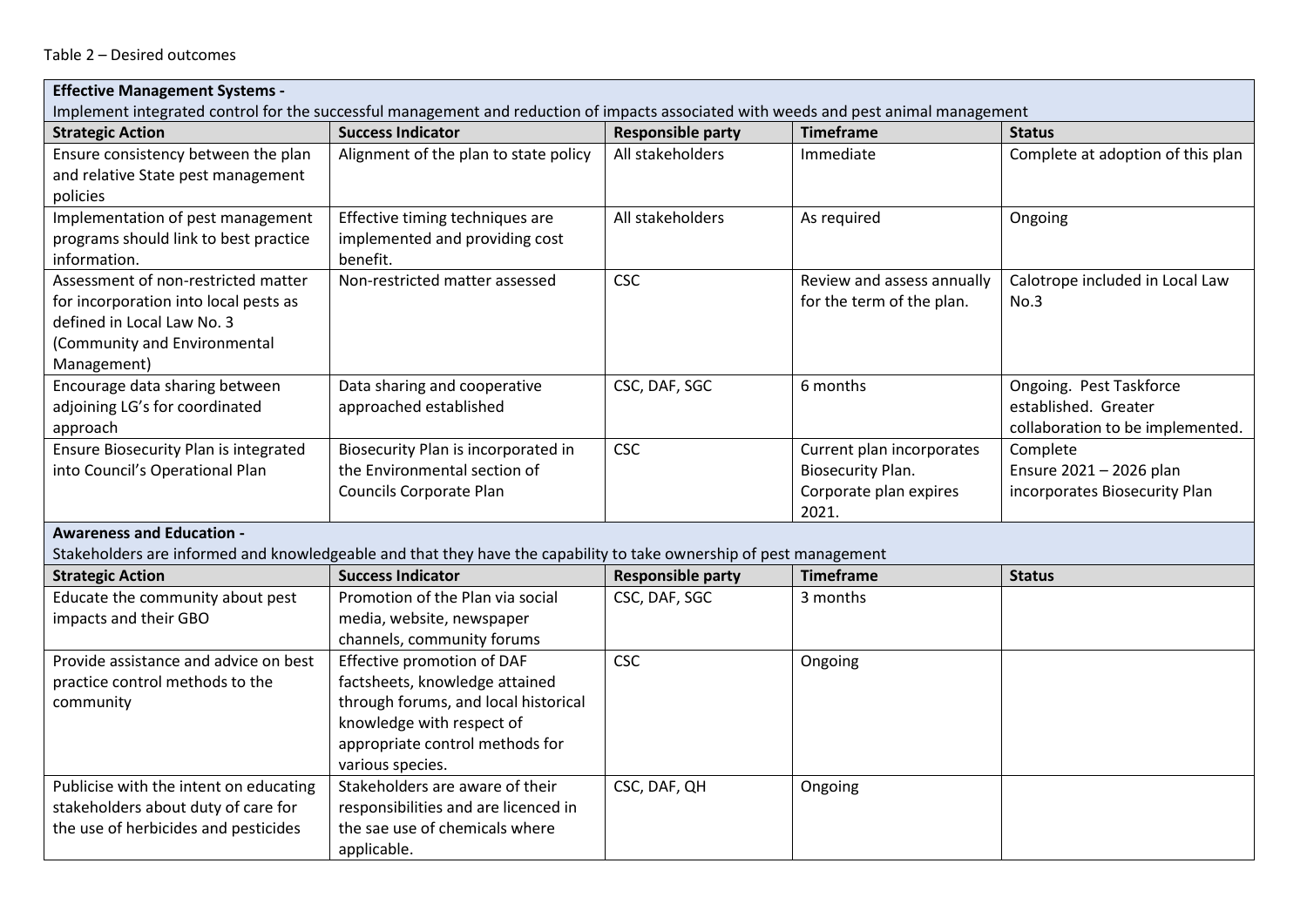Table 2 – Desired outcomes

| **Effective Management Systems -** Implement integrated control for the successful management and reduction of impacts associated with weeds and pest animal management | | | | |
|---|---|---|---|---|
| **Strategic Action** | **Success Indicator** | **Responsible party** | **Timeframe** | **Status** |
| Ensure consistency between the plan and relative State pest management policies | Alignment of the plan to state policy | All stakeholders | Immediate | Complete at adoption of this plan |
| Implementation of pest management programs should link to best practice information. | Effective timing techniques are implemented and providing cost benefit. | All stakeholders | As required | Ongoing |
| Assessment of non-restricted matter for incorporation into local pests as defined in Local Law No. 3 (Community and Environmental Management) | Non-restricted matter assessed | CSC | Review and assess annually for the term of the plan. | Calotrope included in Local Law No.3 |
| Encourage data sharing between adjoining LG's for coordinated approach | Data sharing and cooperative approached established | CSC, DAF, SGC | 6 months | Ongoing. Pest Taskforce established. Greater collaboration to be implemented. |
| Ensure Biosecurity Plan is integrated into Council's Operational Plan | Biosecurity Plan is incorporated in the Environmental section of Councils Corporate Plan | CSC | Current plan incorporates Biosecurity Plan. Corporate plan expires 2021. | Complete<br>Ensure 2021 – 2026 plan incorporates Biosecurity Plan |
| **Awareness and Education -** Stakeholders are informed and knowledgeable and that they have the capability to take ownership of pest management | | | | |
| **Strategic Action** | **Success Indicator** | **Responsible party** | **Timeframe** | **Status** |
| Educate the community about pest impacts and their GBO | Promotion of the Plan via social media, website, newspaper channels, community forums | CSC, DAF, SGC | 3 months | |
| Provide assistance and advice on best practice control methods to the community | Effective promotion of DAF factsheets, knowledge attained through forums, and local historical knowledge with respect of appropriate control methods for various species. | CSC | Ongoing | |
| Publicise with the intent on educating stakeholders about duty of care for the use of herbicides and pesticides | Stakeholders are aware of their responsibilities and are licenced in the sae use of chemicals where applicable. | CSC, DAF, QH | Ongoing | |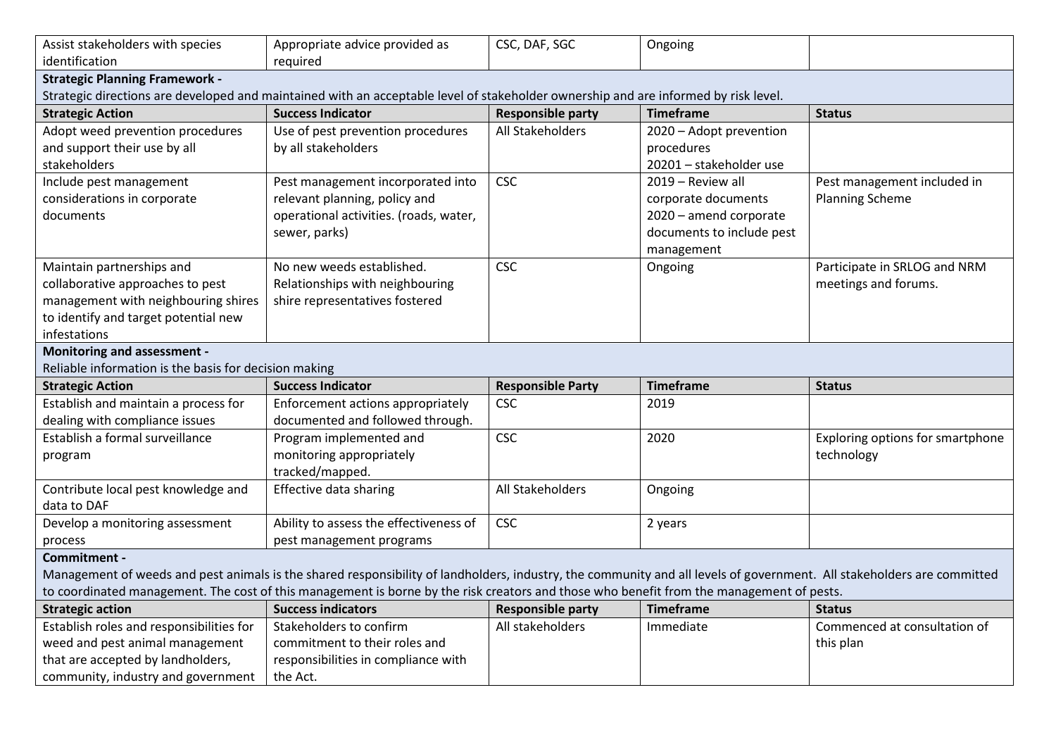| Assist stakeholders with species identification | Appropriate advice provided as required | CSC, DAF, SGC | Ongoing | |
|---|---|---|---|---|
| **Strategic Planning Framework -** <br> Strategic directions are developed and maintained with an acceptable level of stakeholder ownership and are informed by risk level. | | | | |
| **Strategic Action** | **Success Indicator** | **Responsible party** | **Timeframe** | **Status** |
| Adopt weed prevention procedures and support their use by all stakeholders | Use of pest prevention procedures by all stakeholders | All Stakeholders | 2020 – Adopt prevention procedures <br> 20201 – stakeholder use | |
| Include pest management considerations in corporate documents | Pest management incorporated into relevant planning, policy and operational activities. (roads, water, sewer, parks) | CSC | 2019 – Review all corporate documents <br> 2020 – amend corporate documents to include pest management | Pest management included in Planning Scheme |
| Maintain partnerships and collaborative approaches to pest management with neighbouring shires to identify and target potential new infestations | No new weeds established. Relationships with neighbouring shire representatives fostered | CSC | Ongoing | Participate in SRLOG and NRM meetings and forums. |
| **Monitoring and assessment -** <br> Reliable information is the basis for decision making | | | | |
| **Strategic Action** | **Success Indicator** | **Responsible Party** | **Timeframe** | **Status** |
| Establish and maintain a process for dealing with compliance issues | Enforcement actions appropriately documented and followed through. | CSC | 2019 | |
| Establish a formal surveillance program | Program implemented and monitoring appropriately tracked/mapped. | CSC | 2020 | Exploring options for smartphone technology |
| Contribute local pest knowledge and data to DAF | Effective data sharing | All Stakeholders | Ongoing | |
| Develop a monitoring assessment process | Ability to assess the effectiveness of pest management programs | CSC | 2 years | |
| **Commitment -** <br> Management of weeds and pest animals is the shared responsibility of landholders, industry, the community and all levels of government. All stakeholders are committed to coordinated management. The cost of this management is borne by the risk creators and those who benefit from the management of pests. | | | | |
| **Strategic action** | **Success indicators** | **Responsible party** | **Timeframe** | **Status** |
| Establish roles and responsibilities for weed and pest animal management that are accepted by landholders, community, industry and government | Stakeholders to confirm commitment to their roles and responsibilities in compliance with the Act. | All stakeholders | Immediate | Commenced at consultation of this plan |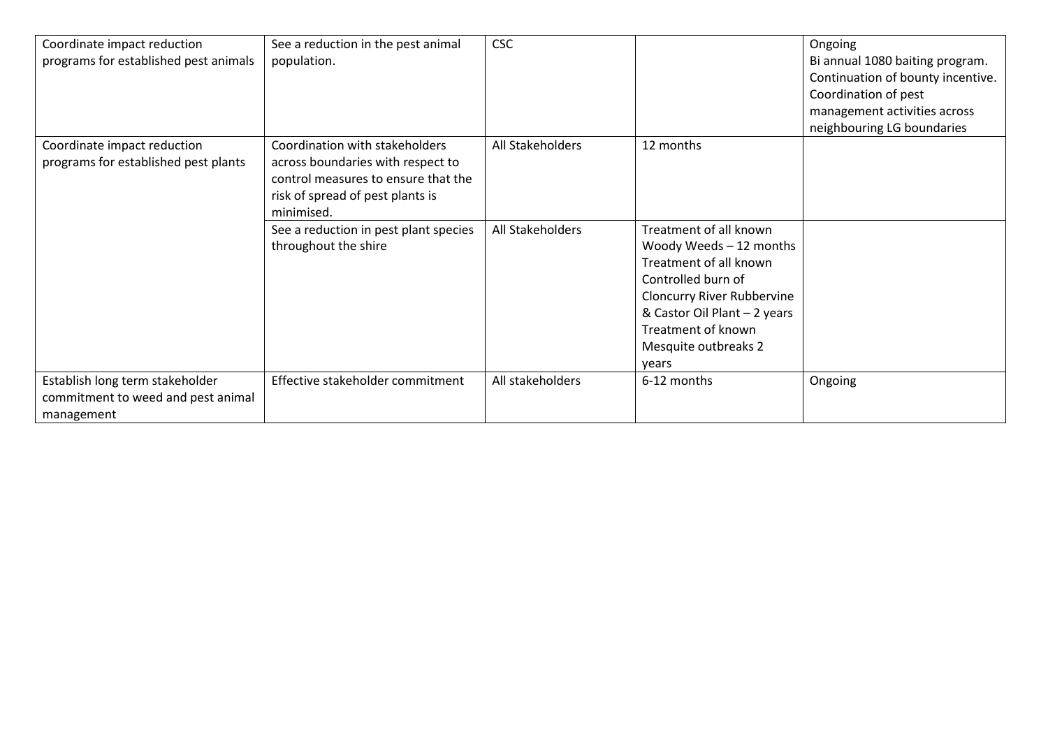| | | | | |
|---|---|---|---|---|
| Coordinate impact reduction programs for established pest animals | See a reduction in the pest animal population. | CSC | | Ongoing<br>Bi annual 1080 baiting program.<br>Continuation of bounty incentive.<br>Coordination of pest management activities across neighbouring LG boundaries |
| Coordinate impact reduction programs for established pest plants | Coordination with stakeholders across boundaries with respect to control measures to ensure that the risk of spread of pest plants is minimised. | All Stakeholders | 12 months | |
| | See a reduction in pest plant species throughout the shire | All Stakeholders | Treatment of all known Woody Weeds – 12 months<br>Treatment of all known Controlled burn of Cloncurry River Rubbervine & Castor Oil Plant – 2 years<br>Treatment of known Mesquite outbreaks 2 years | |
| Establish long term stakeholder commitment to weed and pest animal management | Effective stakeholder commitment | All stakeholders | 6-12 months | Ongoing |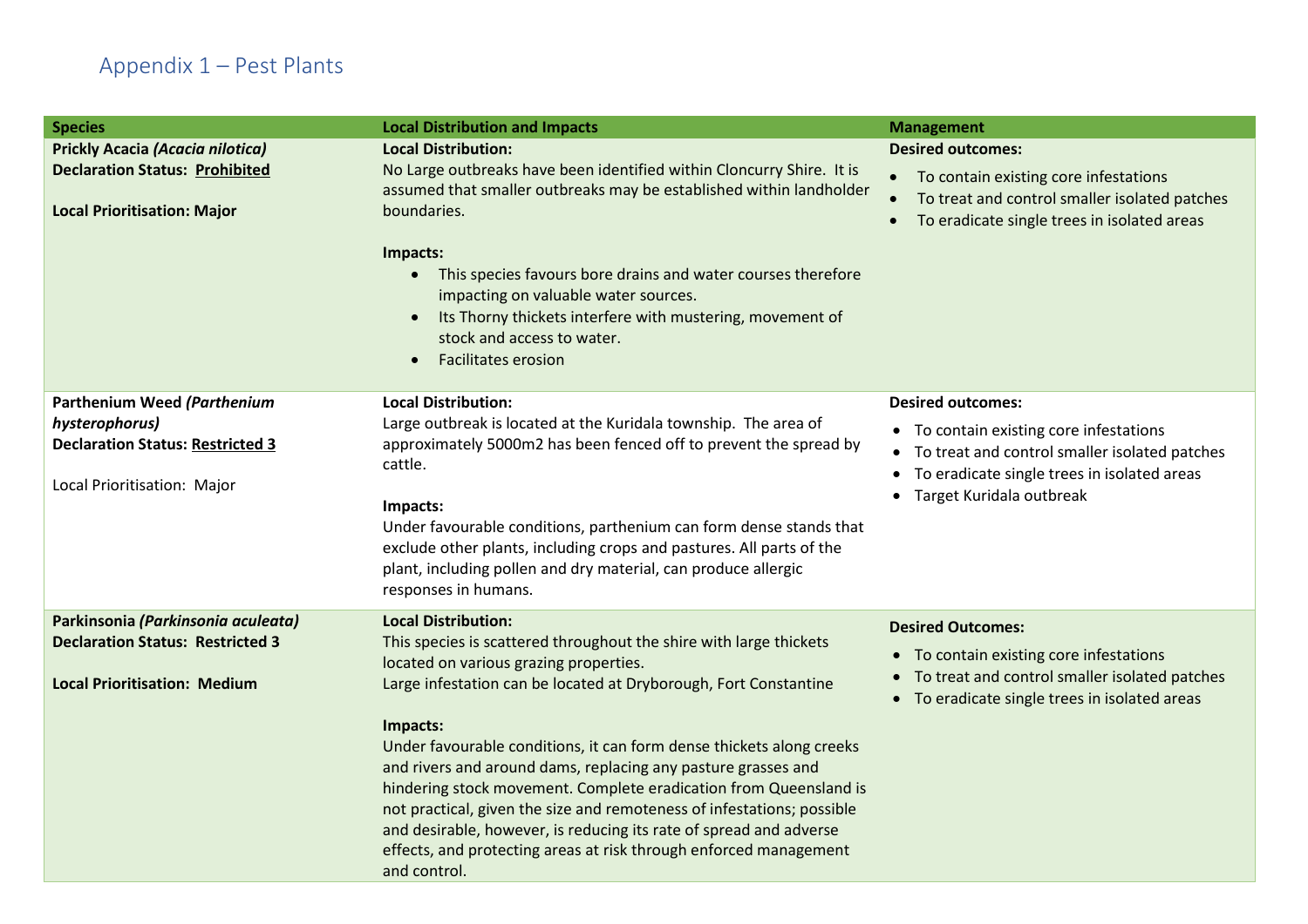## Appendix 1 – Pest Plants

| Species | Local Distribution and Impacts | Management |
|---|---|---|
| **Prickly Acacia *(Acacia nilotica)*** <br> **Declaration Status: <u>Prohibited</u>** <br><br> **Local Prioritisation: Major** | **Local Distribution:** <br> No Large outbreaks have been identified within Cloncurry Shire. It is assumed that smaller outbreaks may be established within landholder boundaries. <br><br> **Impacts:** <br> • This species favours bore drains and water courses therefore impacting on valuable water sources. <br> • Its Thorny thickets interfere with mustering, movement of stock and access to water. <br> • Facilitates erosion | **Desired outcomes:** <br> • To contain existing core infestations <br> • To treat and control smaller isolated patches <br> • To eradicate single trees in isolated areas |
| **Parthenium Weed *(Parthenium hysterophorus)*** <br> **Declaration Status: <u>Restricted 3</u>** <br><br> Local Prioritisation: Major | **Local Distribution:** <br> Large outbreak is located at the Kuridala township. The area of approximately 5000m2 has been fenced off to prevent the spread by cattle. <br><br> **Impacts:** <br> Under favourable conditions, parthenium can form dense stands that exclude other plants, including crops and pastures. All parts of the plant, including pollen and dry material, can produce allergic responses in humans. | **Desired outcomes:** <br> • To contain existing core infestations <br> • To treat and control smaller isolated patches <br> • To eradicate single trees in isolated areas <br> • Target Kuridala outbreak |
| **Parkinsonia *(Parkinsonia aculeata)*** <br> **Declaration Status: Restricted 3** <br><br> **Local Prioritisation: Medium** | **Local Distribution:** <br> This species is scattered throughout the shire with large thickets located on various grazing properties. <br> Large infestation can be located at Dryborough, Fort Constantine <br><br> **Impacts:** <br> Under favourable conditions, it can form dense thickets along creeks and rivers and around dams, replacing any pasture grasses and hindering stock movement. Complete eradication from Queensland is not practical, given the size and remoteness of infestations; possible and desirable, however, is reducing its rate of spread and adverse effects, and protecting areas at risk through enforced management and control. | **Desired Outcomes:** <br> • To contain existing core infestations <br> • To treat and control smaller isolated patches <br> • To eradicate single trees in isolated areas |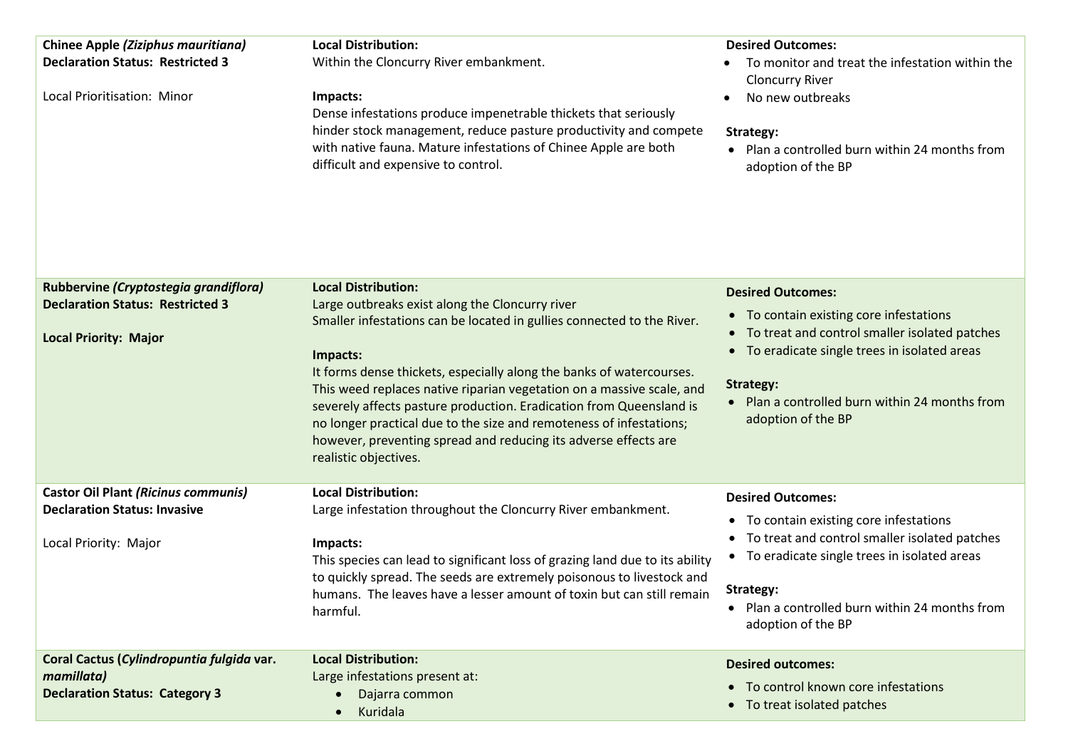| | | |
|---|---|---|
| **Chinee Apple** ***(Ziziphus mauritiana)***<br>**Declaration Status: Restricted 3**<br><br>Local Prioritisation: Minor | **Local Distribution:**<br>Within the Cloncurry River embankment.<br><br>**Impacts:**<br>Dense infestations produce impenetrable thickets that seriously hinder stock management, reduce pasture productivity and compete with native fauna. Mature infestations of Chinee Apple are both difficult and expensive to control. | **Desired Outcomes:**<br>• To monitor and treat the infestation within the Cloncurry River<br>• No new outbreaks<br><br>**Strategy:**<br>• Plan a controlled burn within 24 months from adoption of the BP |
| **Rubbervine** ***(Cryptostegia grandiflora)***<br>**Declaration Status: Restricted 3**<br><br>**Local Priority: Major** | **Local Distribution:**<br>Large outbreaks exist along the Cloncurry river<br>Smaller infestations can be located in gullies connected to the River.<br><br>**Impacts:**<br>It forms dense thickets, especially along the banks of watercourses. This weed replaces native riparian vegetation on a massive scale, and severely affects pasture production. Eradication from Queensland is no longer practical due to the size and remoteness of infestations; however, preventing spread and reducing its adverse effects are realistic objectives. | **Desired Outcomes:**<br>• To contain existing core infestations<br>• To treat and control smaller isolated patches<br>• To eradicate single trees in isolated areas<br><br>**Strategy:**<br>• Plan a controlled burn within 24 months from adoption of the BP |
| **Castor Oil Plant** ***(Ricinus communis)***<br>**Declaration Status: Invasive**<br><br>Local Priority: Major | **Local Distribution:**<br>Large infestation throughout the Cloncurry River embankment.<br><br>**Impacts:**<br>This species can lead to significant loss of grazing land due to its ability to quickly spread. The seeds are extremely poisonous to livestock and humans. The leaves have a lesser amount of toxin but can still remain harmful. | **Desired Outcomes:**<br>• To contain existing core infestations<br>• To treat and control smaller isolated patches<br>• To eradicate single trees in isolated areas<br><br>**Strategy:**<br>• Plan a controlled burn within 24 months from adoption of the BP |
| **Coral Cactus (*Cylindropuntia fulgida* var. *mamillata*)**<br>**Declaration Status: Category 3** | **Local Distribution:**<br>Large infestations present at:<br>• Dajarra common<br>• Kuridala | **Desired outcomes:**<br>• To control known core infestations<br>• To treat isolated patches |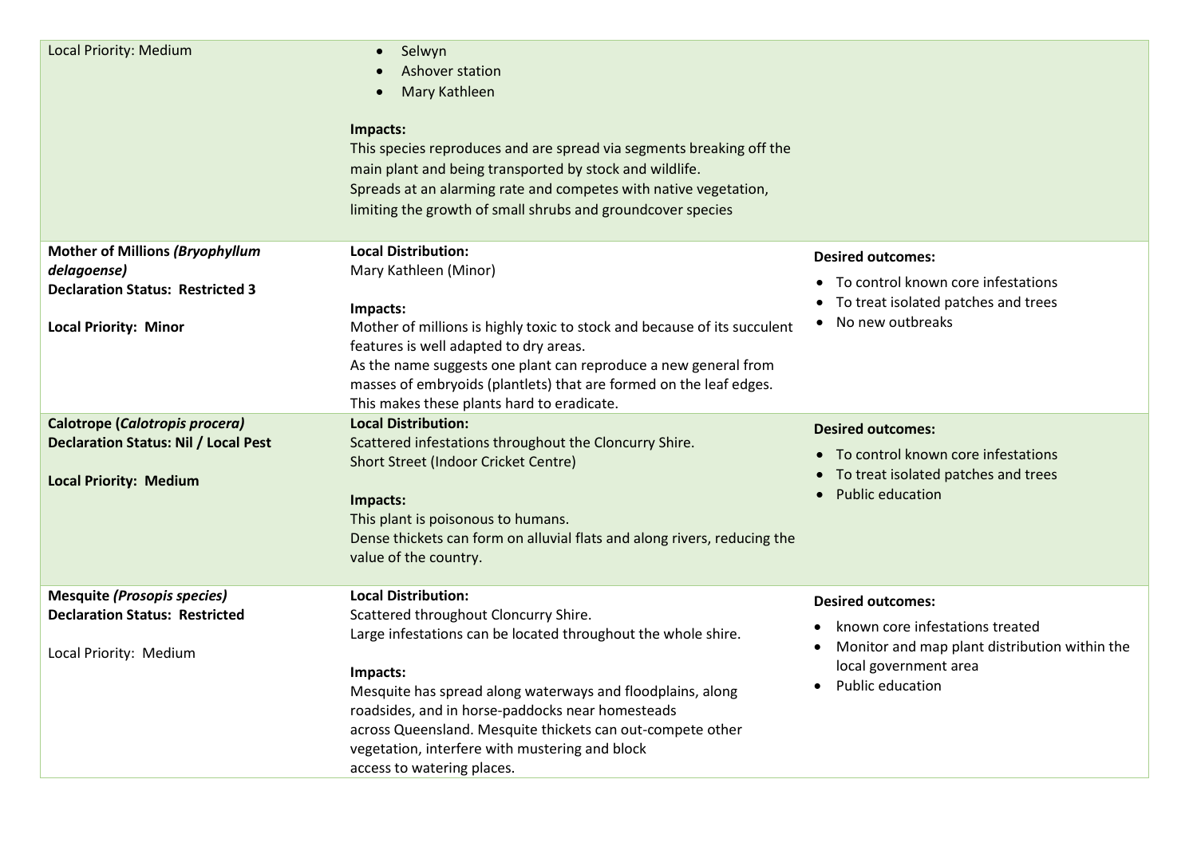| | | |
|---|---|---|
| Local Priority: Medium | <ul><li>Selwyn</li><li>Ashover station</li><li>Mary Kathleen</li></ul>**Impacts:**<br>This species reproduces and are spread via segments breaking off the main plant and being transported by stock and wildlife.<br>Spreads at an alarming rate and competes with native vegetation, limiting the growth of small shrubs and groundcover species | |
| **Mother of Millions *(Bryophyllum delagoense)***<br>**Declaration Status: Restricted 3**<br><br>**Local Priority: Minor** | **Local Distribution:**<br>Mary Kathleen (Minor)<br><br>**Impacts:**<br>Mother of millions is highly toxic to stock and because of its succulent features is well adapted to dry areas.<br>As the name suggests one plant can reproduce a new general from masses of embryoids (plantlets) that are formed on the leaf edges.<br>This makes these plants hard to eradicate. | **Desired outcomes:**<ul><li>To control known core infestations</li><li>To treat isolated patches and trees</li><li>No new outbreaks</li></ul> |
| **Calotrope (*Calotropis procera*)**<br>**Declaration Status: Nil / Local Pest**<br><br>**Local Priority: Medium** | **Local Distribution:**<br>Scattered infestations throughout the Cloncurry Shire.<br>Short Street (Indoor Cricket Centre)<br><br>**Impacts:**<br>This plant is poisonous to humans.<br>Dense thickets can form on alluvial flats and along rivers, reducing the value of the country. | **Desired outcomes:**<ul><li>To control known core infestations</li><li>To treat isolated patches and trees</li><li>Public education</li></ul> |
| **Mesquite *(Prosopis species)***<br>**Declaration Status: Restricted**<br><br>Local Priority: Medium | **Local Distribution:**<br>Scattered throughout Cloncurry Shire.<br>Large infestations can be located throughout the whole shire.<br><br>**Impacts:**<br>Mesquite has spread along waterways and floodplains, along roadsides, and in horse-paddocks near homesteads across Queensland. Mesquite thickets can out-compete other vegetation, interfere with mustering and block access to watering places. | **Desired outcomes:**<ul><li>known core infestations treated</li><li>Monitor and map plant distribution within the local government area</li><li>Public education</li></ul> |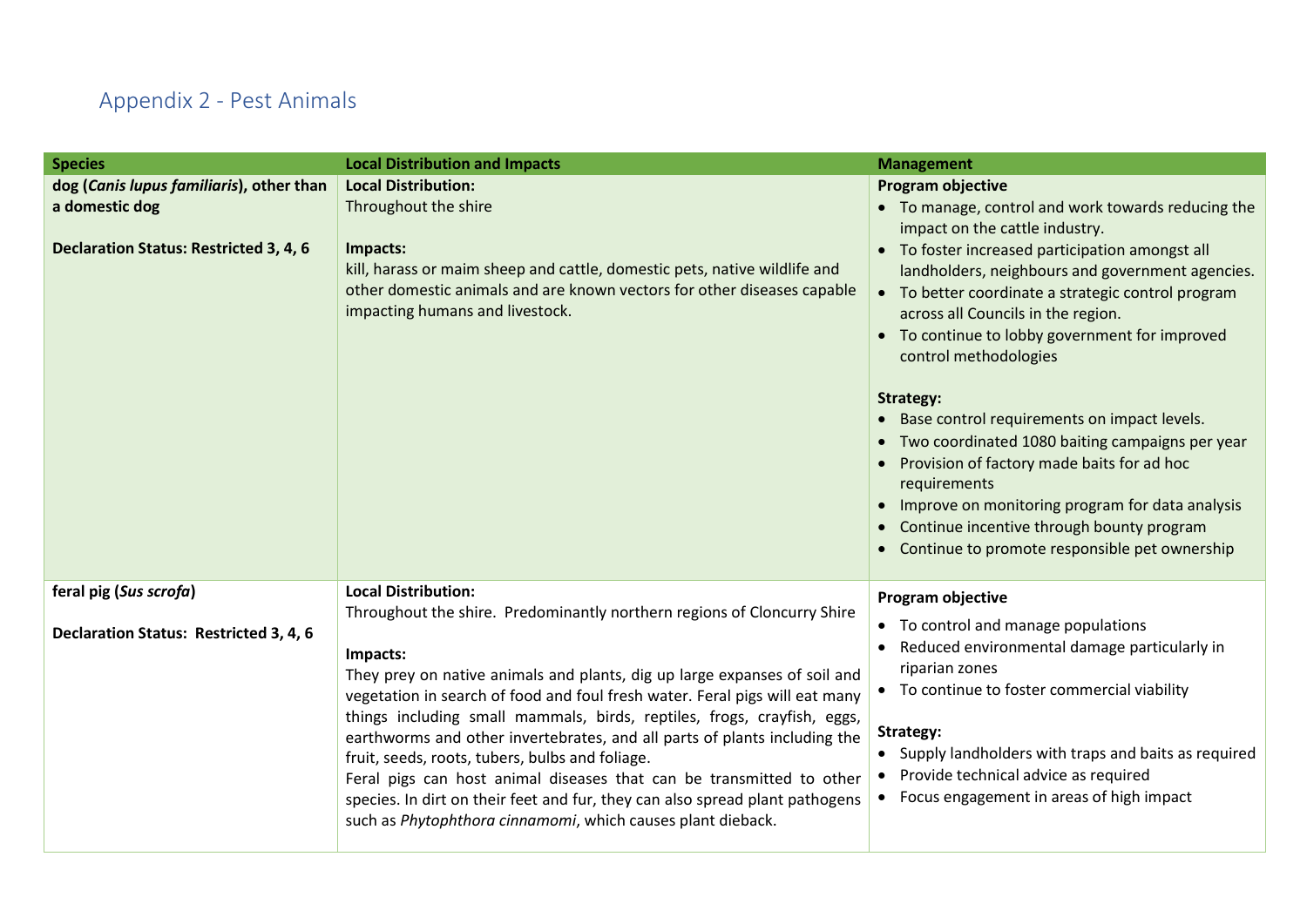## Appendix 2 - Pest Animals

| Species | Local Distribution and Impacts | Management |
|---|---|---|
| **dog (*Canis lupus familiaris*), other than a domestic dog**<br><br>**Declaration Status: Restricted 3, 4, 6** | **Local Distribution:**<br>Throughout the shire<br><br>**Impacts:**<br>kill, harass or maim sheep and cattle, domestic pets, native wildlife and other domestic animals and are known vectors for other diseases capable impacting humans and livestock. | **Program objective**<br>• To manage, control and work towards reducing the impact on the cattle industry.<br>• To foster increased participation amongst all landholders, neighbours and government agencies.<br>• To better coordinate a strategic control program across all Councils in the region.<br>• To continue to lobby government for improved control methodologies<br><br>**Strategy:**<br>• Base control requirements on impact levels.<br>• Two coordinated 1080 baiting campaigns per year<br>• Provision of factory made baits for ad hoc requirements<br>• Improve on monitoring program for data analysis<br>• Continue incentive through bounty program<br>• Continue to promote responsible pet ownership |
| **feral pig (*Sus scrofa*)**<br><br>**Declaration Status: Restricted 3, 4, 6** | **Local Distribution:**<br>Throughout the shire. Predominantly northern regions of Cloncurry Shire<br><br>**Impacts:**<br>They prey on native animals and plants, dig up large expanses of soil and vegetation in search of food and foul fresh water. Feral pigs will eat many things including small mammals, birds, reptiles, frogs, crayfish, eggs, earthworms and other invertebrates, and all parts of plants including the fruit, seeds, roots, tubers, bulbs and foliage.<br>Feral pigs can host animal diseases that can be transmitted to other species. In dirt on their feet and fur, they can also spread plant pathogens such as *Phytophthora cinnamomi*, which causes plant dieback. | **Program objective**<br>• To control and manage populations<br>• Reduced environmental damage particularly in riparian zones<br>• To continue to foster commercial viability<br><br>**Strategy:**<br>• Supply landholders with traps and baits as required<br>• Provide technical advice as required<br>• Focus engagement in areas of high impact |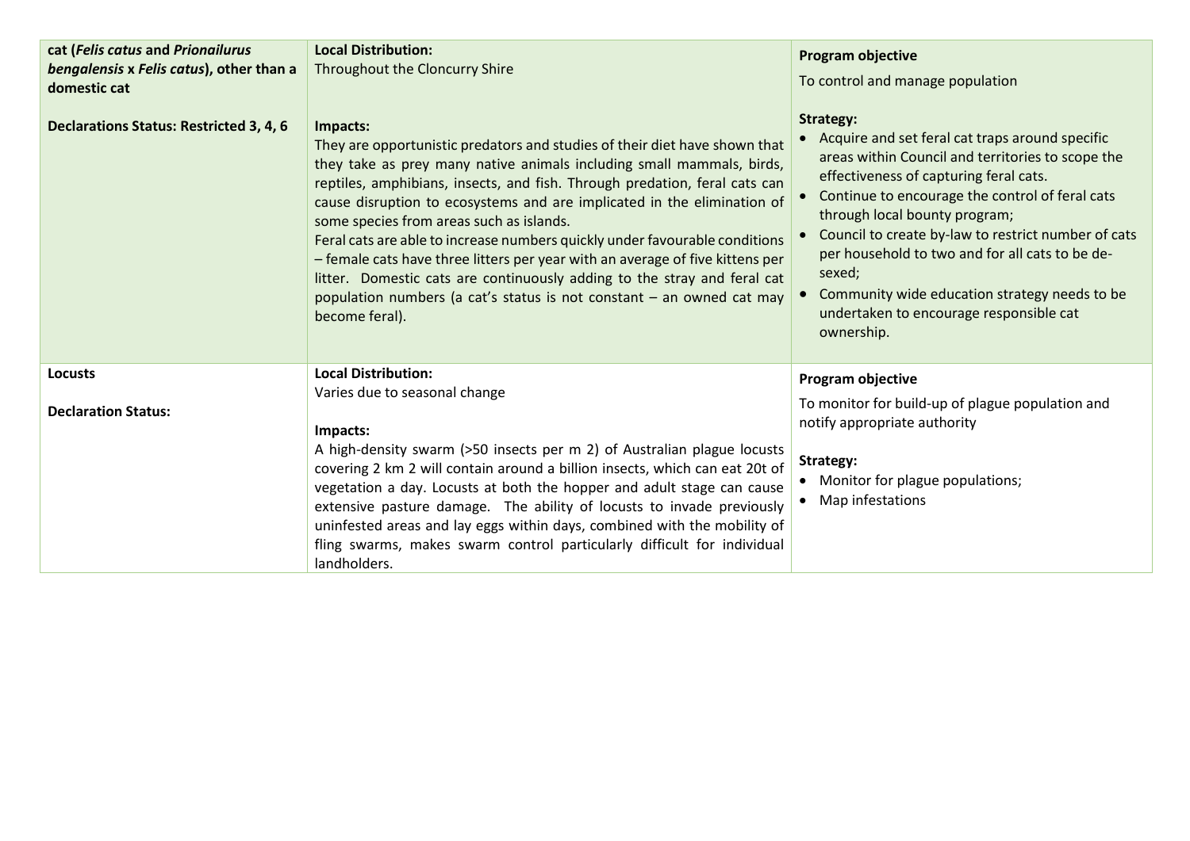| | | |
|---|---|---|
| **cat (*Felis catus* and *Prionailurus bengalensis* x *Felis catus*), other than a domestic cat**<br><br>**Declarations Status: Restricted 3, 4, 6** | **Local Distribution:**<br>Throughout the Cloncurry Shire<br><br>**Impacts:**<br>They are opportunistic predators and studies of their diet have shown that they take as prey many native animals including small mammals, birds, reptiles, amphibians, insects, and fish. Through predation, feral cats can cause disruption to ecosystems and are implicated in the elimination of some species from areas such as islands.<br>Feral cats are able to increase numbers quickly under favourable conditions – female cats have three litters per year with an average of five kittens per litter. Domestic cats are continuously adding to the stray and feral cat population numbers (a cat's status is not constant – an owned cat may become feral). | **Program objective**<br>To control and manage population<br><br>**Strategy:**<br>• Acquire and set feral cat traps around specific areas within Council and territories to scope the effectiveness of capturing feral cats.<br>• Continue to encourage the control of feral cats through local bounty program;<br>• Council to create by-law to restrict number of cats per household to two and for all cats to be de-sexed;<br>• Community wide education strategy needs to be undertaken to encourage responsible cat ownership. |
| **Locusts**<br><br>**Declaration Status:** | **Local Distribution:**<br>Varies due to seasonal change<br><br>**Impacts:**<br>A high-density swarm (>50 insects per m 2) of Australian plague locusts covering 2 km 2 will contain around a billion insects, which can eat 20t of vegetation a day. Locusts at both the hopper and adult stage can cause extensive pasture damage. The ability of locusts to invade previously uninfested areas and lay eggs within days, combined with the mobility of fling swarms, makes swarm control particularly difficult for individual landholders. | **Program objective**<br>To monitor for build-up of plague population and notify appropriate authority<br><br>**Strategy:**<br>• Monitor for plague populations;<br>• Map infestations |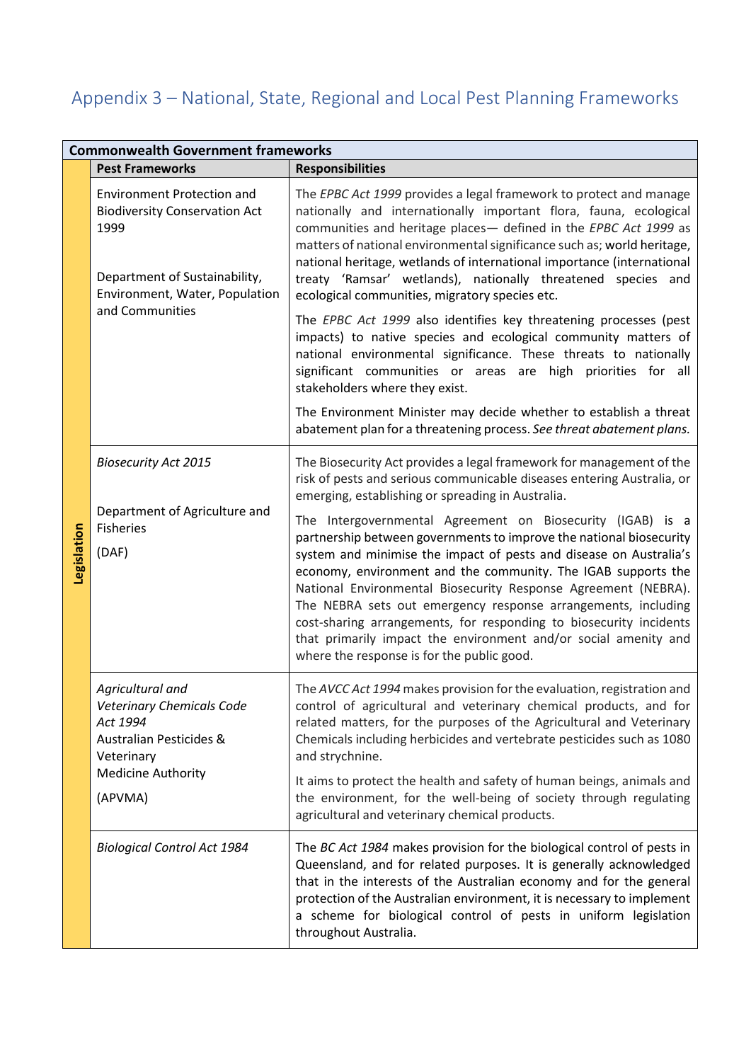# Appendix 3 – National, State, Regional and Local Pest Planning Frameworks

| Commonwealth Government frameworks | | |
|---|---|---|
| | **Pest Frameworks** | **Responsibilities** |
| **Legislation** | Environment Protection and Biodiversity Conservation Act 1999<br><br>Department of Sustainability, Environment, Water, Population and Communities | The *EPBC Act 1999* provides a legal framework to protect and manage nationally and internationally important flora, fauna, ecological communities and heritage places— defined in the *EPBC Act 1999* as matters of national environmental significance such as; world heritage, national heritage, wetlands of international importance (international treaty 'Ramsar' wetlands), nationally threatened species and ecological communities, migratory species etc.<br><br>The *EPBC Act 1999* also identifies key threatening processes (pest impacts) to native species and ecological community matters of national environmental significance. These threats to nationally significant communities or areas are high priorities for all stakeholders where they exist.<br><br>The Environment Minister may decide whether to establish a threat abatement plan for a threatening process. *See threat abatement plans.* |
| | *Biosecurity Act 2015*<br><br>Department of Agriculture and Fisheries<br><br>(DAF) | The Biosecurity Act provides a legal framework for management of the risk of pests and serious communicable diseases entering Australia, or emerging, establishing or spreading in Australia.<br><br>The Intergovernmental Agreement on Biosecurity (IGAB) is a partnership between governments to improve the national biosecurity system and minimise the impact of pests and disease on Australia's economy, environment and the community. The IGAB supports the National Environmental Biosecurity Response Agreement (NEBRA). The NEBRA sets out emergency response arrangements, including cost-sharing arrangements, for responding to biosecurity incidents that primarily impact the environment and/or social amenity and where the response is for the public good. |
| | *Agricultural and Veterinary Chemicals Code Act 1994*<br>Australian Pesticides & Veterinary Medicine Authority<br><br>(APVMA) | The *AVCC Act 1994* makes provision for the evaluation, registration and control of agricultural and veterinary chemical products, and for related matters, for the purposes of the Agricultural and Veterinary Chemicals including herbicides and vertebrate pesticides such as 1080 and strychnine.<br><br>It aims to protect the health and safety of human beings, animals and the environment, for the well-being of society through regulating agricultural and veterinary chemical products. |
| | *Biological Control Act 1984* | The *BC Act 1984* makes provision for the biological control of pests in Queensland, and for related purposes. It is generally acknowledged that in the interests of the Australian economy and for the general protection of the Australian environment, it is necessary to implement a scheme for biological control of pests in uniform legislation throughout Australia. |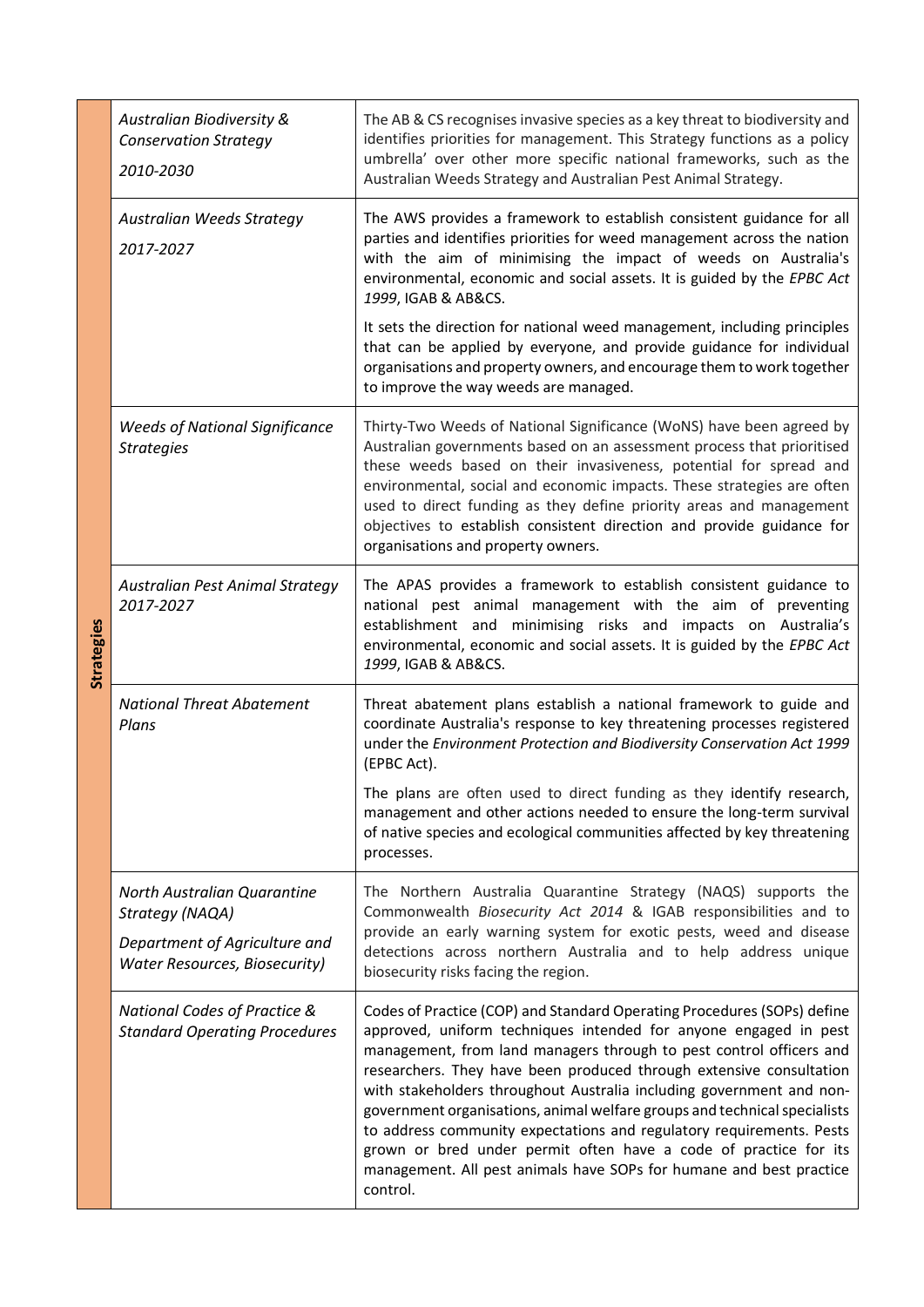| | | |
|---|---|---|
| **Strategies** | *Australian Biodiversity & Conservation Strategy* <br> *2010-2030* | The AB & CS recognises invasive species as a key threat to biodiversity and identifies priorities for management. This Strategy functions as a policy umbrella' over other more specific national frameworks, such as the Australian Weeds Strategy and Australian Pest Animal Strategy. |
| | *Australian Weeds Strategy* <br> *2017-2027* | The AWS provides a framework to establish consistent guidance for all parties and identifies priorities for weed management across the nation with the aim of minimising the impact of weeds on Australia's environmental, economic and social assets. It is guided by the *EPBC Act 1999*, IGAB & AB&CS. <br><br> It sets the direction for national weed management, including principles that can be applied by everyone, and provide guidance for individual organisations and property owners, and encourage them to work together to improve the way weeds are managed. |
| | *Weeds of National Significance Strategies* | Thirty-Two Weeds of National Significance (WoNS) have been agreed by Australian governments based on an assessment process that prioritised these weeds based on their invasiveness, potential for spread and environmental, social and economic impacts. These strategies are often used to direct funding as they define priority areas and management objectives to establish consistent direction and provide guidance for organisations and property owners. |
| | *Australian Pest Animal Strategy 2017-2027* | The APAS provides a framework to establish consistent guidance to national pest animal management with the aim of preventing establishment and minimising risks and impacts on Australia's environmental, economic and social assets. It is guided by the *EPBC Act 1999*, IGAB & AB&CS. |
| | *National Threat Abatement Plans* | Threat abatement plans establish a national framework to guide and coordinate Australia's response to key threatening processes registered under the *Environment Protection and Biodiversity Conservation Act 1999* (EPBC Act). <br><br> The plans are often used to direct funding as they identify research, management and other actions needed to ensure the long-term survival of native species and ecological communities affected by key threatening processes. |
| | *North Australian Quarantine Strategy (NAQA)* <br><br> *Department of Agriculture and Water Resources, Biosecurity)* | The Northern Australia Quarantine Strategy (NAQS) supports the Commonwealth *Biosecurity Act 2014* & IGAB responsibilities and to provide an early warning system for exotic pests, weed and disease detections across northern Australia and to help address unique biosecurity risks facing the region. |
| | *National Codes of Practice & Standard Operating Procedures* | Codes of Practice (COP) and Standard Operating Procedures (SOPs) define approved, uniform techniques intended for anyone engaged in pest management, from land managers through to pest control officers and researchers. They have been produced through extensive consultation with stakeholders throughout Australia including government and non-government organisations, animal welfare groups and technical specialists to address community expectations and regulatory requirements. Pests grown or bred under permit often have a code of practice for its management. All pest animals have SOPs for humane and best practice control. |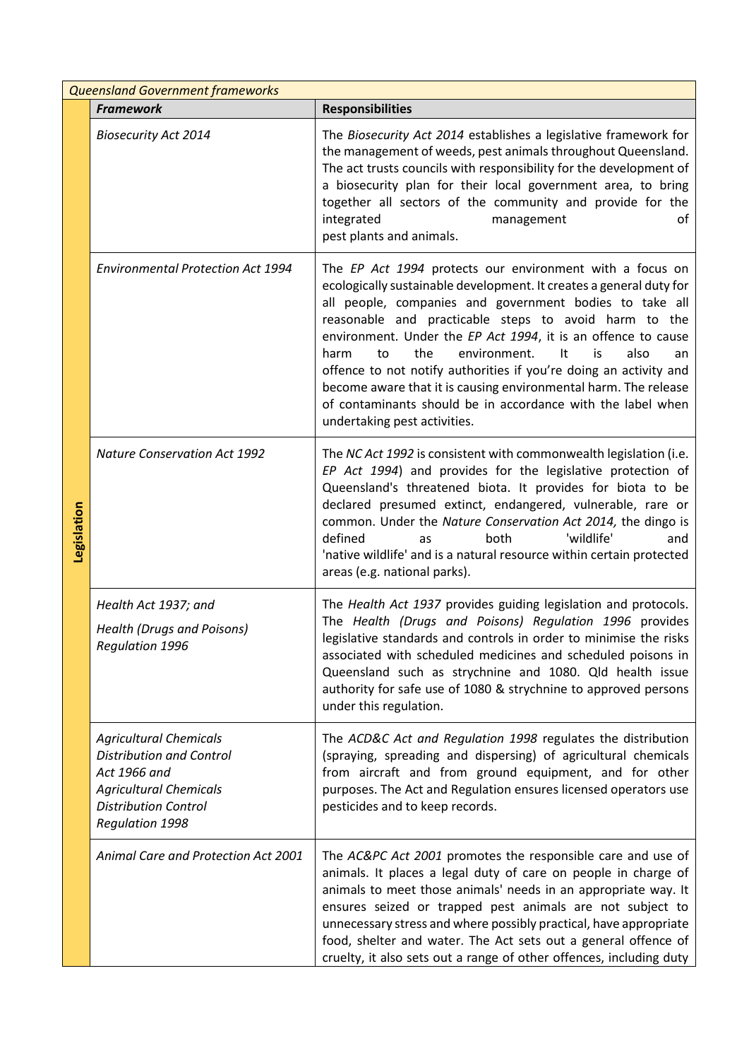| *Queensland Government frameworks* | | |
|---|---|---|
| | ***Framework*** | **Responsibilities** |
| **Legislation** | *Biosecurity Act 2014* | The *Biosecurity Act 2014* establishes a legislative framework for the management of weeds, pest animals throughout Queensland. The act trusts councils with responsibility for the development of a biosecurity plan for their local government area, to bring together all sectors of the community and provide for the integrated management of pest plants and animals. |
| | *Environmental Protection Act 1994* | The *EP Act 1994* protects our environment with a focus on ecologically sustainable development. It creates a general duty for all people, companies and government bodies to take all reasonable and practicable steps to avoid harm to the environment. Under the *EP Act 1994*, it is an offence to cause harm to the environment. It is also an offence to not notify authorities if you're doing an activity and become aware that it is causing environmental harm. The release of contaminants should be in accordance with the label when undertaking pest activities. |
| | *Nature Conservation Act 1992* | The *NC Act 1992* is consistent with commonwealth legislation (i.e. *EP Act 1994*) and provides for the legislative protection of Queensland's threatened biota. It provides for biota to be declared presumed extinct, endangered, vulnerable, rare or common. Under the *Nature Conservation Act 2014,* the dingo is defined as both 'wildlife' and 'native wildlife' and is a natural resource within certain protected areas (e.g. national parks). |
| | *Health Act 1937; and*<br>*Health (Drugs and Poisons) Regulation 1996* | The *Health Act 1937* provides guiding legislation and protocols. The *Health (Drugs and Poisons) Regulation 1996* provides legislative standards and controls in order to minimise the risks associated with scheduled medicines and scheduled poisons in Queensland such as strychnine and 1080. Qld health issue authority for safe use of 1080 & strychnine to approved persons under this regulation. |
| | *Agricultural Chemicals Distribution and Control Act 1966 and Agricultural Chemicals Distribution Control Regulation 1998* | The *ACD&C Act and Regulation 1998* regulates the distribution (spraying, spreading and dispersing) of agricultural chemicals from aircraft and from ground equipment, and for other purposes. The Act and Regulation ensures licensed operators use pesticides and to keep records. |
| | *Animal Care and Protection Act 2001* | The *AC&PC Act 2001* promotes the responsible care and use of animals. It places a legal duty of care on people in charge of animals to meet those animals' needs in an appropriate way. It ensures seized or trapped pest animals are not subject to unnecessary stress and where possibly practical, have appropriate food, shelter and water. The Act sets out a general offence of cruelty, it also sets out a range of other offences, including duty |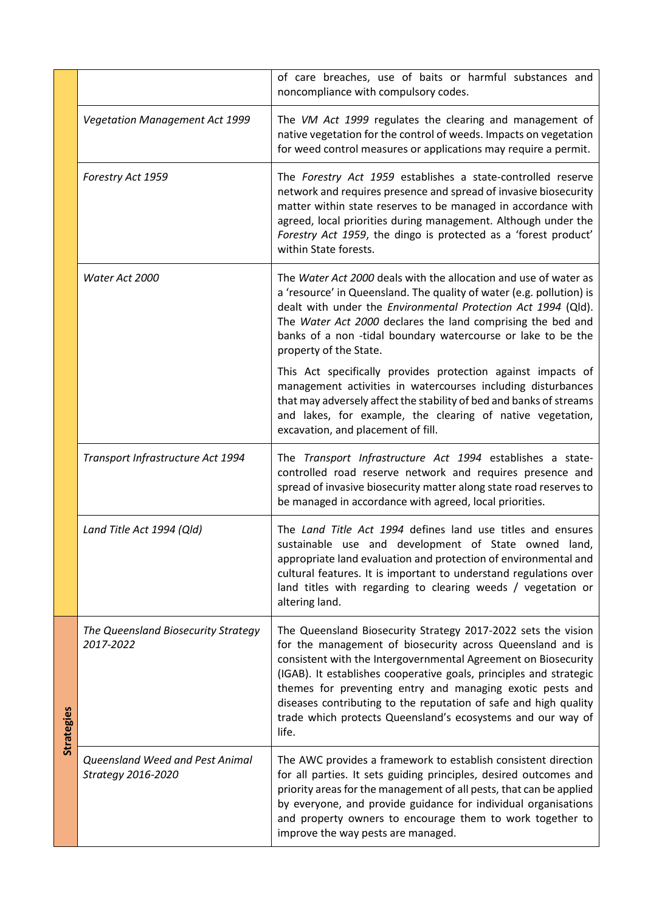| | | |
|---|---|---|
| | | of care breaches, use of baits or harmful substances and noncompliance with compulsory codes. |
| | *Vegetation Management Act 1999* | The *VM Act 1999* regulates the clearing and management of native vegetation for the control of weeds. Impacts on vegetation for weed control measures or applications may require a permit. |
| | *Forestry Act 1959* | The *Forestry Act 1959* establishes a state-controlled reserve network and requires presence and spread of invasive biosecurity matter within state reserves to be managed in accordance with agreed, local priorities during management. Although under the *Forestry Act 1959*, the dingo is protected as a 'forest product' within State forests. |
| | *Water Act 2000* | The *Water Act 2000* deals with the allocation and use of water as a 'resource' in Queensland. The quality of water (e.g. pollution) is dealt with under the *Environmental Protection Act 1994* (Qld). The *Water Act 2000* declares the land comprising the bed and banks of a non -tidal boundary watercourse or lake to be the property of the State.<br><br>This Act specifically provides protection against impacts of management activities in watercourses including disturbances that may adversely affect the stability of bed and banks of streams and lakes, for example, the clearing of native vegetation, excavation, and placement of fill. |
| | *Transport Infrastructure Act 1994* | The *Transport Infrastructure Act 1994* establishes a state-controlled road reserve network and requires presence and spread of invasive biosecurity matter along state road reserves to be managed in accordance with agreed, local priorities. |
| | *Land Title Act 1994 (Qld)* | The *Land Title Act 1994* defines land use titles and ensures sustainable use and development of State owned land, appropriate land evaluation and protection of environmental and cultural features. It is important to understand regulations over land titles with regarding to clearing weeds / vegetation or altering land. |
| **Strategies** | *The Queensland Biosecurity Strategy 2017-2022* | The Queensland Biosecurity Strategy 2017-2022 sets the vision for the management of biosecurity across Queensland and is consistent with the Intergovernmental Agreement on Biosecurity (IGAB). It establishes cooperative goals, principles and strategic themes for preventing entry and managing exotic pests and diseases contributing to the reputation of safe and high quality trade which protects Queensland's ecosystems and our way of life. |
| | *Queensland Weed and Pest Animal Strategy 2016-2020* | The AWC provides a framework to establish consistent direction for all parties. It sets guiding principles, desired outcomes and priority areas for the management of all pests, that can be applied by everyone, and provide guidance for individual organisations and property owners to encourage them to work together to improve the way pests are managed. |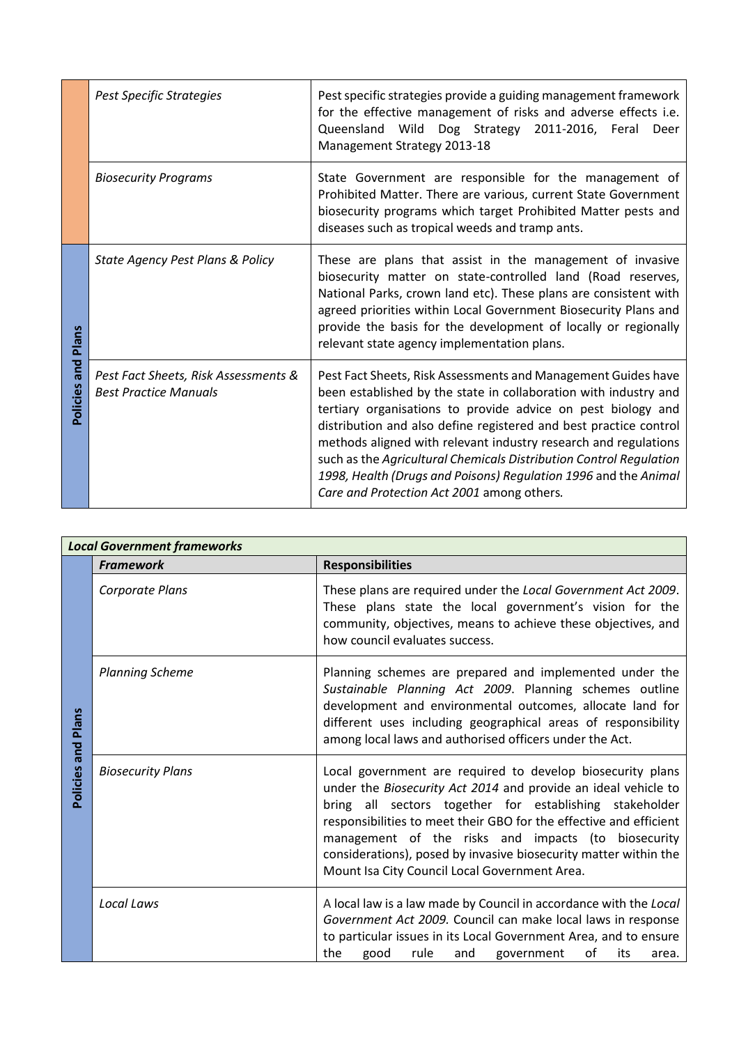| | | |
|---|---|---|
| | *Pest Specific Strategies* | Pest specific strategies provide a guiding management framework for the effective management of risks and adverse effects i.e. Queensland Wild Dog Strategy 2011-2016, Feral Deer Management Strategy 2013-18 |
| | *Biosecurity Programs* | State Government are responsible for the management of Prohibited Matter. There are various, current State Government biosecurity programs which target Prohibited Matter pests and diseases such as tropical weeds and tramp ants. |
| **Policies and Plans** | *State Agency Pest Plans & Policy* | These are plans that assist in the management of invasive biosecurity matter on state-controlled land (Road reserves, National Parks, crown land etc). These plans are consistent with agreed priorities within Local Government Biosecurity Plans and provide the basis for the development of locally or regionally relevant state agency implementation plans. |
| | *Pest Fact Sheets, Risk Assessments & Best Practice Manuals* | Pest Fact Sheets, Risk Assessments and Management Guides have been established by the state in collaboration with industry and tertiary organisations to provide advice on pest biology and distribution and also define registered and best practice control methods aligned with relevant industry research and regulations such as the *Agricultural Chemicals Distribution Control Regulation 1998, Health (Drugs and Poisons) Regulation 1996* and the *Animal Care and Protection Act 2001* among others. |

| ***Local Government frameworks*** | | |
|---|---|---|
| | ***Framework*** | **Responsibilities** |
| **Policies and Plans** | *Corporate Plans* | These plans are required under the *Local Government Act 2009*. These plans state the local government's vision for the community, objectives, means to achieve these objectives, and how council evaluates success. |
| | *Planning Scheme* | Planning schemes are prepared and implemented under the *Sustainable Planning Act 2009*. Planning schemes outline development and environmental outcomes, allocate land for different uses including geographical areas of responsibility among local laws and authorised officers under the Act. |
| | *Biosecurity Plans* | Local government are required to develop biosecurity plans under the *Biosecurity Act 2014* and provide an ideal vehicle to bring all sectors together for establishing stakeholder responsibilities to meet their GBO for the effective and efficient management of the risks and impacts (to biosecurity considerations), posed by invasive biosecurity matter within the Mount Isa City Council Local Government Area. |
| | *Local Laws* | A local law is a law made by Council in accordance with the *Local Government Act 2009.* Council can make local laws in response to particular issues in its Local Government Area, and to ensure the good rule and government of its area. |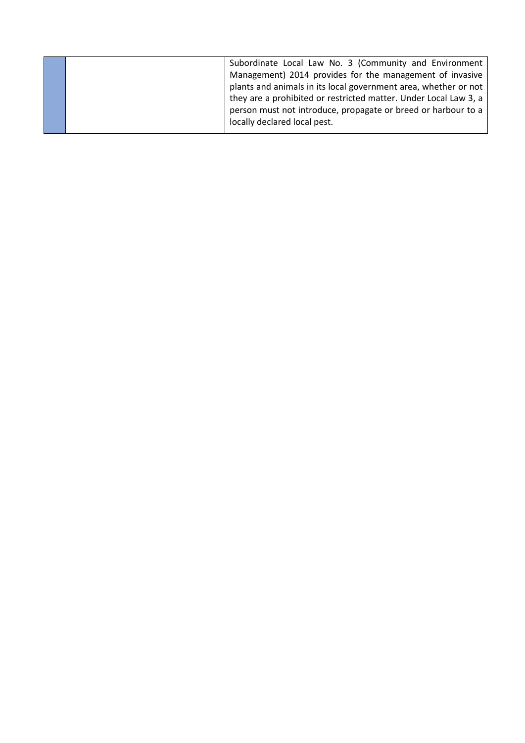| | | |
|---|---|---|
| | | Subordinate Local Law No. 3 (Community and Environment Management) 2014 provides for the management of invasive plants and animals in its local government area, whether or not they are a prohibited or restricted matter. Under Local Law 3, a person must not introduce, propagate or breed or harbour to a locally declared local pest. |